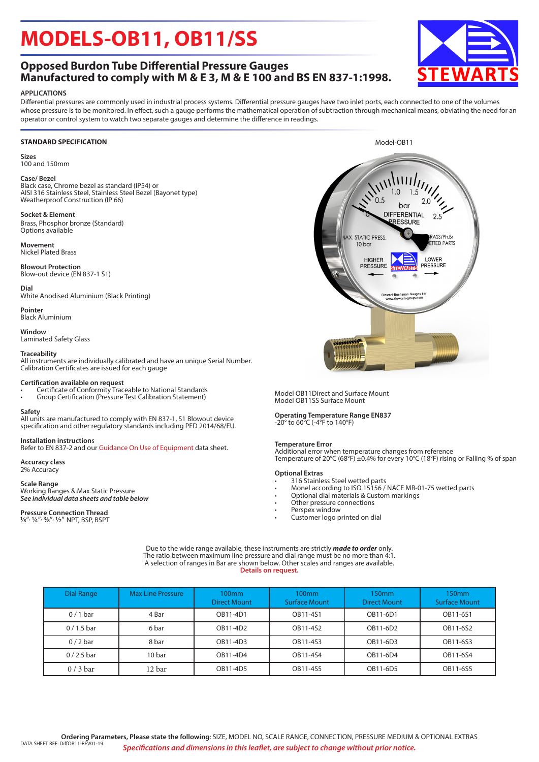# MODELS-OB11, OB11/SS

## Opposed Burdon Tube Differential Pressure Gauges
## Manufactured to comply with M & E 3, M & E 100 and BS EN 837-1:1998.

STEWARTS

### APPLICATIONS

Differential pressures are commonly used in industrial process systems. Differential pressure gauges have two inlet ports, each connected to one of the volumes whose pressure is to be monitored. In effect, such a gauge performs the mathematical operation of subtraction through mechanical means, obviating the need for an operator or control system to watch two separate gauges and determine the difference in readings.

### STANDARD SPECIFICATION

**Sizes**
100 and 150mm

**Case/ Bezel**
Black case, Chrome bezel as standard (IP54) or
AISI 316 Stainless Steel, Stainless Steel Bezel (Bayonet type)
Weatherproof Construction (IP 66)

**Socket & Element**
Brass, Phosphor bronze (Standard)
Options available

**Movement**
Nickel Plated Brass

**Blowout Protection**
Blow-out device (EN 837-1 S1)

**Dial**
White Anodised Aluminium (Black Printing)

**Pointer**
Black Aluminium

**Window**
Laminated Safety Glass

**Traceability**
All instruments are individually calibrated and have an unique Serial Number.
Calibration Certificates are issued for each gauge

**Certification available on request**
- Certificate of Conformity Traceable to National Standards
- Group Certification (Pressure Test Calibration Statement)

**Safety**
All units are manufactured to comply with EN 837-1, S1 Blowout device specification and other regulatory standards including PED 2014/68/EU.

**Installation instructions**
Refer to EN 837-2 and our Guidance On Use of Equipment data sheet.

**Accuracy class**
2% Accuracy

**Scale Range**
Working Ranges & Max Static Pressure
***See individual data sheets and table below***

**Pressure Connection Thread**
⅛", ¼", ⅜", ½" NPT, BSP, BSPT

Model-OB11

Model OB11Direct and Surface Mount
Model OB11SS Surface Mount

**Operating Temperature Range EN837**
-20° to 60°C (-4°F to 140°F)

**Temperature Error**
Additional error when temperature changes from reference Temperature of 20°C (68°F) ±0.4% for every 10°C (18°F) rising or Falling % of span

**Optional Extras**
- 316 Stainless Steel wetted parts
- Monel according to ISO 15156 / NACE MR-01-75 wetted parts
- Optional dial materials & Custom markings
- Other pressure connections
- Perspex window
- Customer logo printed on dial

Due to the wide range available, these instruments are strictly ***made to order*** only.
The ratio between maximum line pressure and dial range must be no more than 4:1.
A selection of ranges in Bar are shown below. Other scales and ranges are available.
**Details on request.**

| Dial Range | Max Line Pressure | 100mm Direct Mount | 100mm Surface Mount | 150mm Direct Mount | 150mm Surface Mount |
|---|---|---|---|---|---|
| 0 / 1 bar | 4 Bar | OB11-4D1 | OB11-4S1 | OB11-6D1 | OB11-6S1 |
| 0 / 1.5 bar | 6 bar | OB11-4D2 | OB11-4S2 | OB11-6D2 | OB11-6S2 |
| 0 / 2 bar | 8 bar | OB11-4D3 | OB11-4S3 | OB11-6D3 | OB11-6S3 |
| 0 / 2.5 bar | 10 bar | OB11-4D4 | OB11-4S4 | OB11-6D4 | OB11-6S4 |
| 0 / 3 bar | 12 bar | OB11-4D5 | OB11-4S5 | OB11-6D5 | OB11-6S5 |

**Ordering Parameters, Please state the following**: SIZE, MODEL NO, SCALE RANGE, CONNECTION, PRESSURE MEDIUM & OPTIONAL EXTRAS

DATA SHEET REF: DiffOB11-REV01-19

***Specifications and dimensions in this leaflet, are subject to change without prior notice.***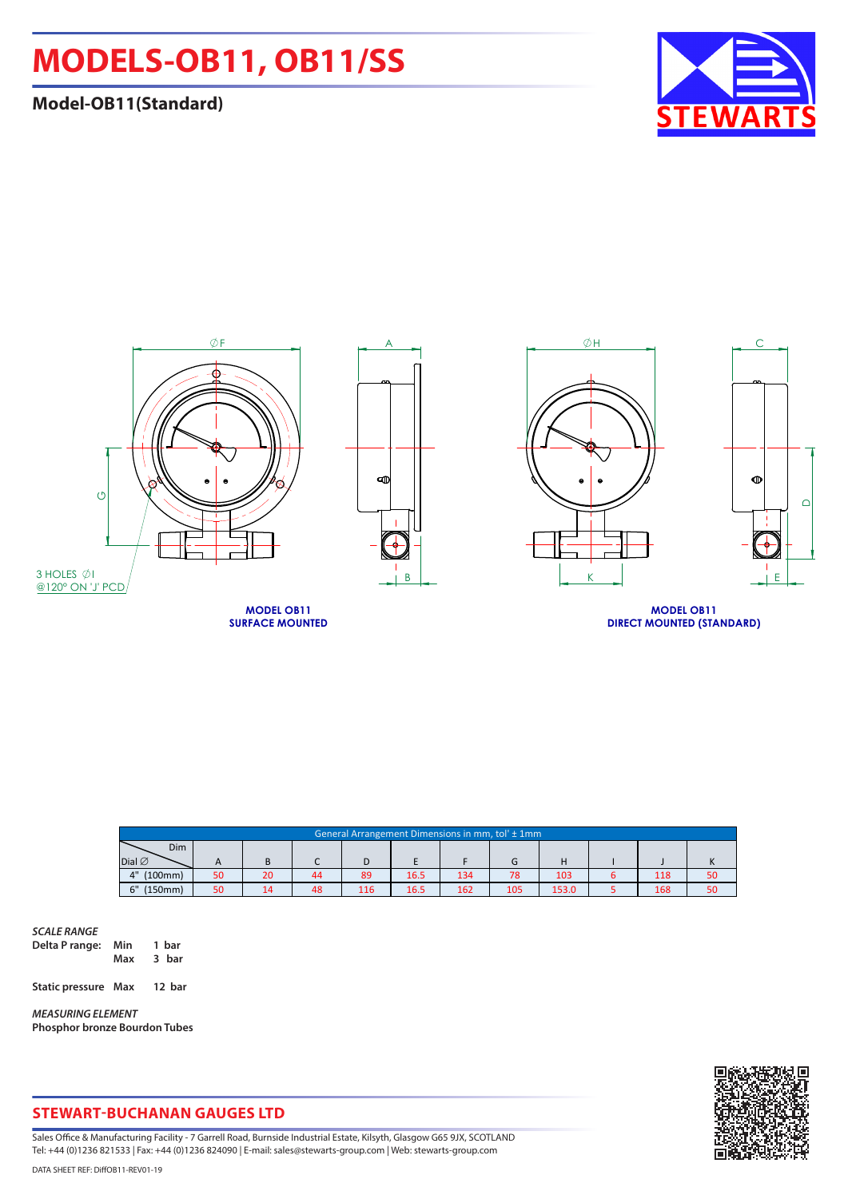# MODELS-OB11, OB11/SS

## Model-OB11(Standard)

3 HOLES ∅I @120° ON 'J' PCD

**MODEL OB11**
**SURFACE MOUNTED**

**MODEL OB11**
**DIRECT MOUNTED (STANDARD)**

| Dim / Dial ∅ | A | B | C | D | E | F | G | H | I | J | K |
|---|---|---|---|---|---|---|---|---|---|---|---|
| | General Arrangement Dimensions in mm, tol' ± 1mm | | | | | | | | | | |
| 4" (100mm) | 50 | 20 | 44 | 89 | 16.5 | 134 | 78 | 103 | 6 | 118 | 50 |
| 6" (150mm) | 50 | 14 | 48 | 116 | 16.5 | 162 | 105 | 153.0 | 5 | 168 | 50 |

*SCALE RANGE*

| | | |
|---|---|---|
| **Delta P range:** | **Min** | **1 bar** |
| | **Max** | **3 bar** |
| **Static pressure** | **Max** | **12 bar** |

*MEASURING ELEMENT*

**Phosphor bronze Bourdon Tubes**

## STEWART-BUCHANAN GAUGES LTD

Sales Office & Manufacturing Facility - 7 Garrell Road, Burnside Industrial Estate, Kilsyth, Glasgow G65 9JX, SCOTLAND
Tel: +44 (0)1236 821533 | Fax: +44 (0)1236 824090 | E-mail: sales@stewarts-group.com | Web: stewarts-group.com

DATA SHEET REF: DiffOB11-REV01-19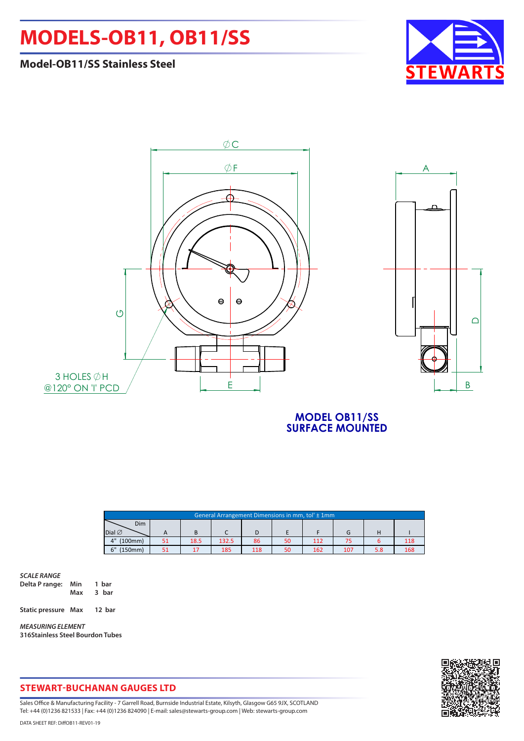# MODELS-OB11, OB11/SS

## Model-OB11/SS Stainless Steel

ØC

ØF

A

G

D

3 HOLES ØH
@120° ON 'I' PCD

E

B

**MODEL OB11/SS
SURFACE MOUNTED**

| General Arrangement Dimensions in mm, tol' ± 1mm | | | | | | | | | |
|---|---|---|---|---|---|---|---|---|---|
| Dim / Dial Ø | A | B | C | D | E | F | G | H | I |
| 4" (100mm) | 51 | 18.5 | 132.5 | 86 | 50 | 112 | 75 | 6 | 118 |
| 6" (150mm) | 51 | 17 | 185 | 118 | 50 | 162 | 107 | 5.8 | 168 |

*SCALE RANGE*

**Delta P range:** **Min** **1 bar**
**Max** **3 bar**

**Static pressure** **Max** **12 bar**

*MEASURING ELEMENT*

**316Stainless Steel Bourdon Tubes**

**STEWART-BUCHANAN GAUGES LTD**

Sales Office & Manufacturing Facility - 7 Garrell Road, Burnside Industrial Estate, Kilsyth, Glasgow G65 9JX, SCOTLAND
Tel: +44 (0)1236 821533 | Fax: +44 (0)1236 824090 | E-mail: sales@stewarts-group.com | Web: stewarts-group.com

DATA SHEET REF: DiffOB11-REV01-19